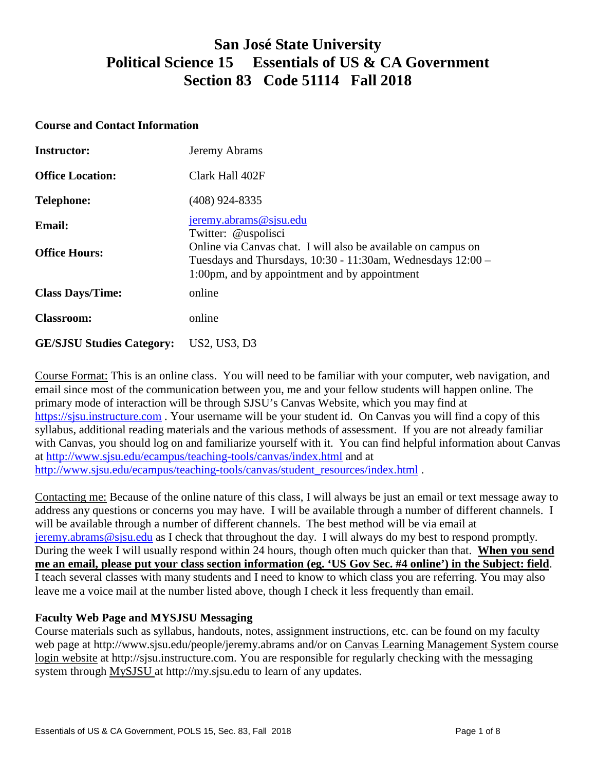# San José State University
# Political Science 15 Essentials of US & CA Government
# Section 83 Code 51114 Fall 2018

## Course and Contact Information

| | |
|---|---|
| **Instructor:** | Jeremy Abrams |
| **Office Location:** | Clark Hall 402F |
| **Telephone:** | (408) 924-8335 |
| **Email:** | jeremy.abrams@sjsu.edu<br>Twitter: @uspolisci |
| **Office Hours:** | Online via Canvas chat. I will also be available on campus on Tuesdays and Thursdays, 10:30 - 11:30am, Wednesdays 12:00 – 1:00pm, and by appointment and by appointment |
| **Class Days/Time:** | online |
| **Classroom:** | online |
| **GE/SJSU Studies Category:** | US2, US3, D3 |

Course Format: This is an online class. You will need to be familiar with your computer, web navigation, and email since most of the communication between you, me and your fellow students will happen online. The primary mode of interaction will be through SJSU's Canvas Website, which you may find at https://sjsu.instructure.com . Your username will be your student id. On Canvas you will find a copy of this syllabus, additional reading materials and the various methods of assessment. If you are not already familiar with Canvas, you should log on and familiarize yourself with it. You can find helpful information about Canvas at http://www.sjsu.edu/ecampus/teaching-tools/canvas/index.html and at http://www.sjsu.edu/ecampus/teaching-tools/canvas/student_resources/index.html .

Contacting me: Because of the online nature of this class, I will always be just an email or text message away to address any questions or concerns you may have. I will be available through a number of different channels. I will be available through a number of different channels. The best method will be via email at jeremy.abrams@sjsu.edu as I check that throughout the day. I will always do my best to respond promptly. During the week I will usually respond within 24 hours, though often much quicker than that. **When you send me an email, please put your class section information (eg. 'US Gov Sec. #4 online') in the Subject: field**. I teach several classes with many students and I need to know to which class you are referring. You may also leave me a voice mail at the number listed above, though I check it less frequently than email.

### Faculty Web Page and MYSJSU Messaging

Course materials such as syllabus, handouts, notes, assignment instructions, etc. can be found on my faculty web page at http://www.sjsu.edu/people/jeremy.abrams and/or on Canvas Learning Management System course login website at http://sjsu.instructure.com. You are responsible for regularly checking with the messaging system through MySJSU at http://my.sjsu.edu to learn of any updates.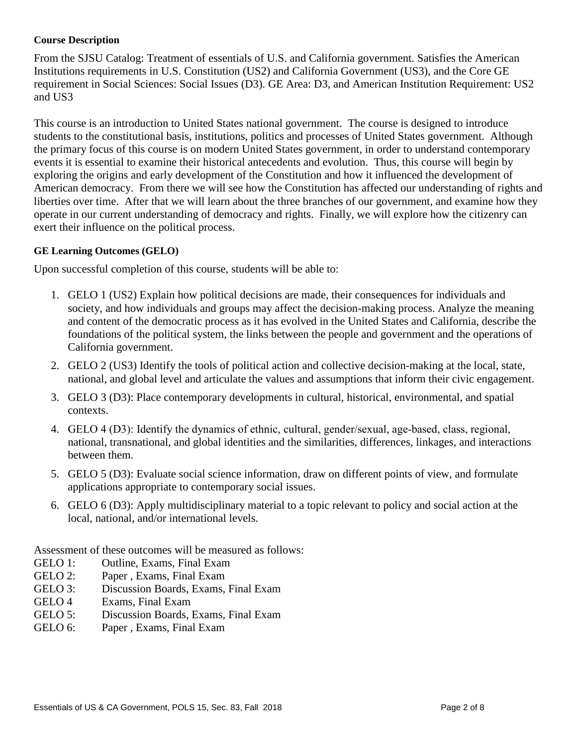**Course Description**

From the SJSU Catalog: Treatment of essentials of U.S. and California government. Satisfies the American Institutions requirements in U.S. Constitution (US2) and California Government (US3), and the Core GE requirement in Social Sciences: Social Issues (D3). GE Area: D3, and American Institution Requirement: US2 and US3

This course is an introduction to United States national government. The course is designed to introduce students to the constitutional basis, institutions, politics and processes of United States government. Although the primary focus of this course is on modern United States government, in order to understand contemporary events it is essential to examine their historical antecedents and evolution. Thus, this course will begin by exploring the origins and early development of the Constitution and how it influenced the development of American democracy. From there we will see how the Constitution has affected our understanding of rights and liberties over time. After that we will learn about the three branches of our government, and examine how they operate in our current understanding of democracy and rights. Finally, we will explore how the citizenry can exert their influence on the political process.

**GE Learning Outcomes (GELO)**

Upon successful completion of this course, students will be able to:

1. GELO 1 (US2) Explain how political decisions are made, their consequences for individuals and society, and how individuals and groups may affect the decision-making process. Analyze the meaning and content of the democratic process as it has evolved in the United States and California, describe the foundations of the political system, the links between the people and government and the operations of California government.
2. GELO 2 (US3) Identify the tools of political action and collective decision-making at the local, state, national, and global level and articulate the values and assumptions that inform their civic engagement.
3. GELO 3 (D3): Place contemporary developments in cultural, historical, environmental, and spatial contexts.
4. GELO 4 (D3): Identify the dynamics of ethnic, cultural, gender/sexual, age-based, class, regional, national, transnational, and global identities and the similarities, differences, linkages, and interactions between them.
5. GELO 5 (D3): Evaluate social science information, draw on different points of view, and formulate applications appropriate to contemporary social issues.
6. GELO 6 (D3): Apply multidisciplinary material to a topic relevant to policy and social action at the local, national, and/or international levels.

Assessment of these outcomes will be measured as follows:

GELO 1: Outline, Exams, Final Exam
GELO 2: Paper , Exams, Final Exam
GELO 3: Discussion Boards, Exams, Final Exam
GELO 4 Exams, Final Exam
GELO 5: Discussion Boards, Exams, Final Exam
GELO 6: Paper , Exams, Final Exam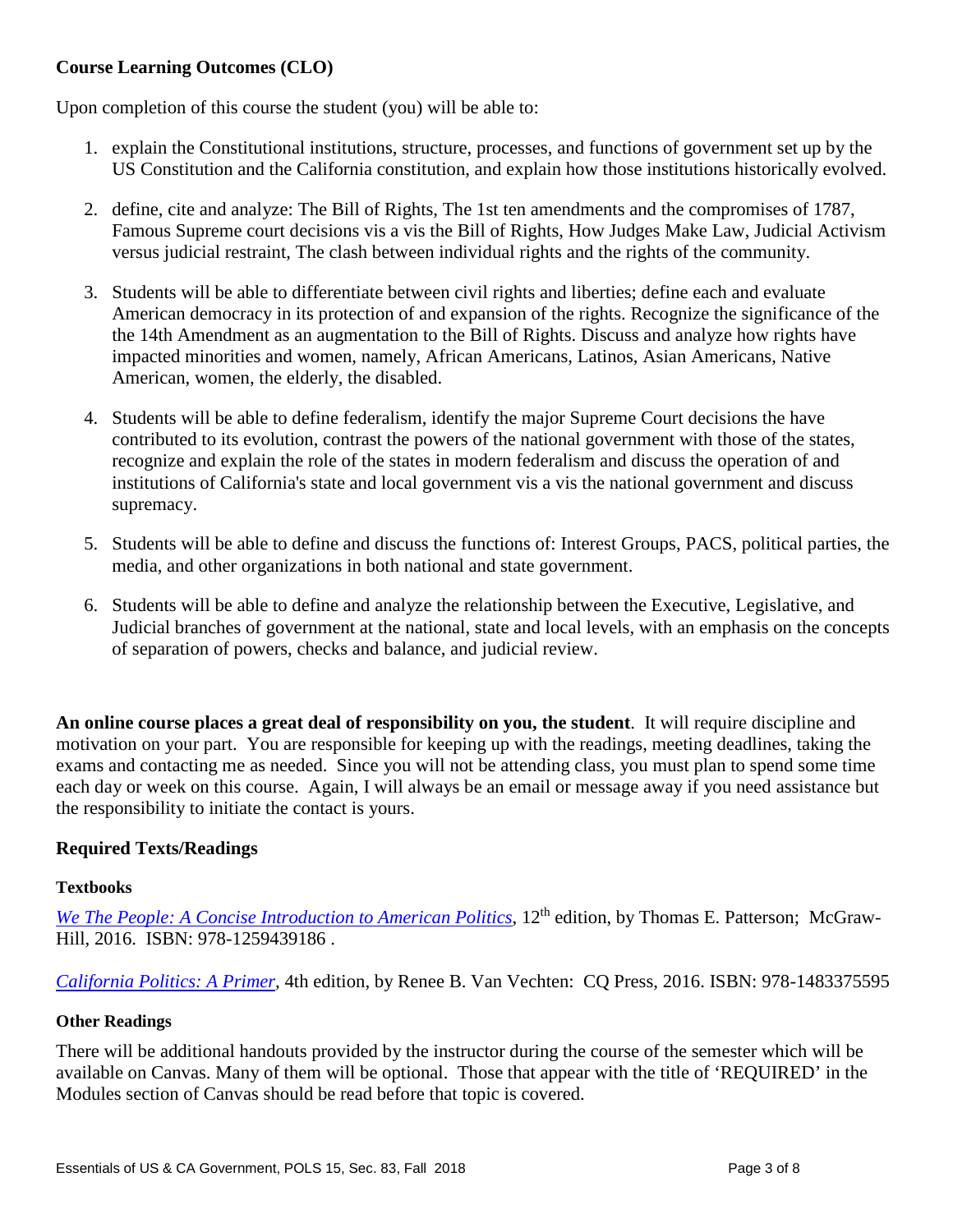### Course Learning Outcomes (CLO)

Upon completion of this course the student (you) will be able to:

1. explain the Constitutional institutions, structure, processes, and functions of government set up by the US Constitution and the California constitution, and explain how those institutions historically evolved.
2. define, cite and analyze: The Bill of Rights, The 1st ten amendments and the compromises of 1787, Famous Supreme court decisions vis a vis the Bill of Rights, How Judges Make Law, Judicial Activism versus judicial restraint, The clash between individual rights and the rights of the community.
3. Students will be able to differentiate between civil rights and liberties; define each and evaluate American democracy in its protection of and expansion of the rights. Recognize the significance of the the 14th Amendment as an augmentation to the Bill of Rights. Discuss and analyze how rights have impacted minorities and women, namely, African Americans, Latinos, Asian Americans, Native American, women, the elderly, the disabled.
4. Students will be able to define federalism, identify the major Supreme Court decisions the have contributed to its evolution, contrast the powers of the national government with those of the states, recognize and explain the role of the states in modern federalism and discuss the operation of and institutions of California's state and local government vis a vis the national government and discuss supremacy.
5. Students will be able to define and discuss the functions of: Interest Groups, PACS, political parties, the media, and other organizations in both national and state government.
6. Students will be able to define and analyze the relationship between the Executive, Legislative, and Judicial branches of government at the national, state and local levels, with an emphasis on the concepts of separation of powers, checks and balance, and judicial review.

**An online course places a great deal of responsibility on you, the student**. It will require discipline and motivation on your part. You are responsible for keeping up with the readings, meeting deadlines, taking the exams and contacting me as needed. Since you will not be attending class, you must plan to spend some time each day or week on this course. Again, I will always be an email or message away if you need assistance but the responsibility to initiate the contact is yours.

### Required Texts/Readings

#### Textbooks

*We The People: A Concise Introduction to American Politics*, 12th edition, by Thomas E. Patterson; McGraw-Hill, 2016. ISBN: 978-1259439186 .

*California Politics: A Primer*, 4th edition, by Renee B. Van Vechten: CQ Press, 2016. ISBN: 978-1483375595

#### Other Readings

There will be additional handouts provided by the instructor during the course of the semester which will be available on Canvas. Many of them will be optional. Those that appear with the title of 'REQUIRED' in the Modules section of Canvas should be read before that topic is covered.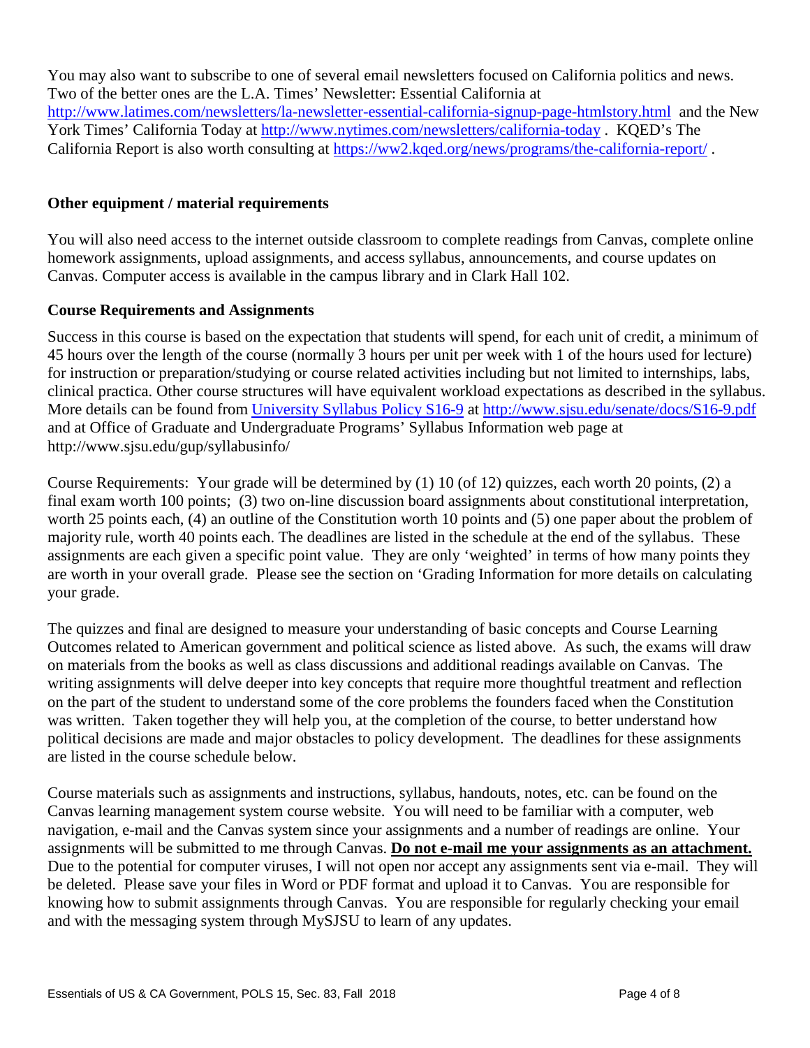You may also want to subscribe to one of several email newsletters focused on California politics and news. Two of the better ones are the L.A. Times' Newsletter: Essential California at http://www.latimes.com/newsletters/la-newsletter-essential-california-signup-page-htmlstory.html and the New York Times' California Today at http://www.nytimes.com/newsletters/california-today . KQED's The California Report is also worth consulting at https://ww2.kqed.org/news/programs/the-california-report/ .

### Other equipment / material requirements

You will also need access to the internet outside classroom to complete readings from Canvas, complete online homework assignments, upload assignments, and access syllabus, announcements, and course updates on Canvas. Computer access is available in the campus library and in Clark Hall 102.

### Course Requirements and Assignments

Success in this course is based on the expectation that students will spend, for each unit of credit, a minimum of 45 hours over the length of the course (normally 3 hours per unit per week with 1 of the hours used for lecture) for instruction or preparation/studying or course related activities including but not limited to internships, labs, clinical practica. Other course structures will have equivalent workload expectations as described in the syllabus. More details can be found from University Syllabus Policy S16-9 at http://www.sjsu.edu/senate/docs/S16-9.pdf and at Office of Graduate and Undergraduate Programs' Syllabus Information web page at http://www.sjsu.edu/gup/syllabusinfo/

Course Requirements: Your grade will be determined by (1) 10 (of 12) quizzes, each worth 20 points, (2) a final exam worth 100 points; (3) two on-line discussion board assignments about constitutional interpretation, worth 25 points each, (4) an outline of the Constitution worth 10 points and (5) one paper about the problem of majority rule, worth 40 points each. The deadlines are listed in the schedule at the end of the syllabus. These assignments are each given a specific point value. They are only 'weighted' in terms of how many points they are worth in your overall grade. Please see the section on 'Grading Information for more details on calculating your grade.

The quizzes and final are designed to measure your understanding of basic concepts and Course Learning Outcomes related to American government and political science as listed above. As such, the exams will draw on materials from the books as well as class discussions and additional readings available on Canvas. The writing assignments will delve deeper into key concepts that require more thoughtful treatment and reflection on the part of the student to understand some of the core problems the founders faced when the Constitution was written. Taken together they will help you, at the completion of the course, to better understand how political decisions are made and major obstacles to policy development. The deadlines for these assignments are listed in the course schedule below.

Course materials such as assignments and instructions, syllabus, handouts, notes, etc. can be found on the Canvas learning management system course website. You will need to be familiar with a computer, web navigation, e-mail and the Canvas system since your assignments and a number of readings are online. Your assignments will be submitted to me through Canvas. **Do not e-mail me your assignments as an attachment.** Due to the potential for computer viruses, I will not open nor accept any assignments sent via e-mail. They will be deleted. Please save your files in Word or PDF format and upload it to Canvas. You are responsible for knowing how to submit assignments through Canvas. You are responsible for regularly checking your email and with the messaging system through MySJSU to learn of any updates.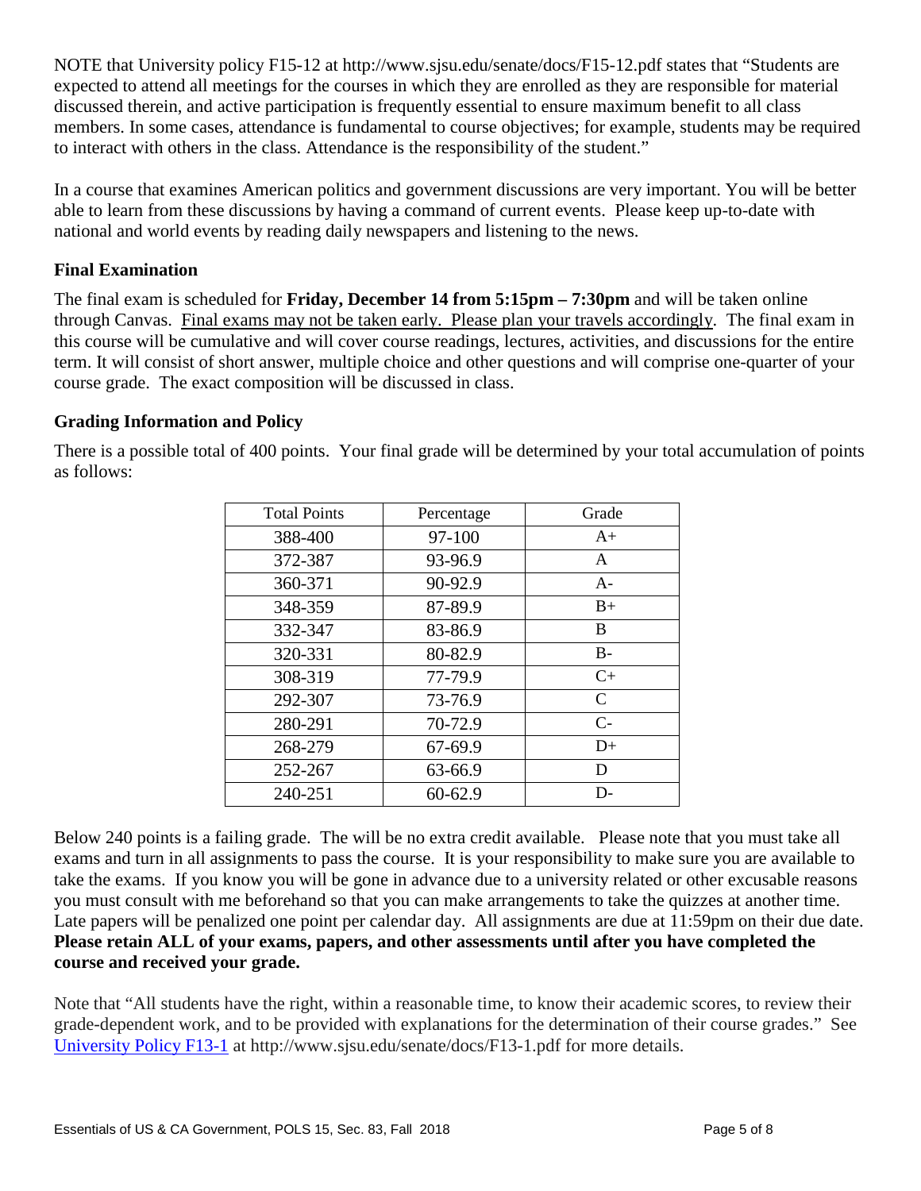NOTE that University policy F15-12 at http://www.sjsu.edu/senate/docs/F15-12.pdf states that "Students are expected to attend all meetings for the courses in which they are enrolled as they are responsible for material discussed therein, and active participation is frequently essential to ensure maximum benefit to all class members. In some cases, attendance is fundamental to course objectives; for example, students may be required to interact with others in the class. Attendance is the responsibility of the student."

In a course that examines American politics and government discussions are very important. You will be better able to learn from these discussions by having a command of current events. Please keep up-to-date with national and world events by reading daily newspapers and listening to the news.

### Final Examination

The final exam is scheduled for **Friday, December 14 from 5:15pm – 7:30pm** and will be taken online through Canvas. Final exams may not be taken early. Please plan your travels accordingly. The final exam in this course will be cumulative and will cover course readings, lectures, activities, and discussions for the entire term. It will consist of short answer, multiple choice and other questions and will comprise one-quarter of your course grade. The exact composition will be discussed in class.

### Grading Information and Policy

There is a possible total of 400 points. Your final grade will be determined by your total accumulation of points as follows:

| Total Points | Percentage | Grade |
|---|---|---|
| 388-400 | 97-100 | A+ |
| 372-387 | 93-96.9 | A |
| 360-371 | 90-92.9 | A- |
| 348-359 | 87-89.9 | B+ |
| 332-347 | 83-86.9 | B |
| 320-331 | 80-82.9 | B- |
| 308-319 | 77-79.9 | C+ |
| 292-307 | 73-76.9 | C |
| 280-291 | 70-72.9 | C- |
| 268-279 | 67-69.9 | D+ |
| 252-267 | 63-66.9 | D |
| 240-251 | 60-62.9 | D- |

Below 240 points is a failing grade. The will be no extra credit available. Please note that you must take all exams and turn in all assignments to pass the course. It is your responsibility to make sure you are available to take the exams. If you know you will be gone in advance due to a university related or other excusable reasons you must consult with me beforehand so that you can make arrangements to take the quizzes at another time. Late papers will be penalized one point per calendar day. All assignments are due at 11:59pm on their due date. **Please retain ALL of your exams, papers, and other assessments until after you have completed the course and received your grade.**

Note that "All students have the right, within a reasonable time, to know their academic scores, to review their grade-dependent work, and to be provided with explanations for the determination of their course grades." See University Policy F13-1 at http://www.sjsu.edu/senate/docs/F13-1.pdf for more details.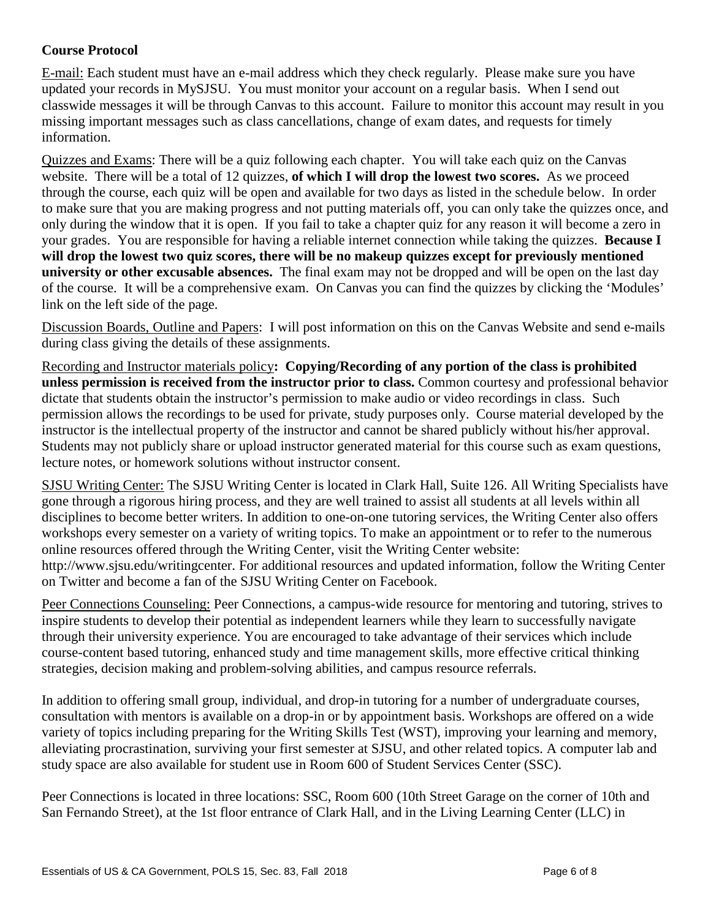**Course Protocol**

E-mail: Each student must have an e-mail address which they check regularly. Please make sure you have updated your records in MySJSU. You must monitor your account on a regular basis. When I send out classwide messages it will be through Canvas to this account. Failure to monitor this account may result in you missing important messages such as class cancellations, change of exam dates, and requests for timely information.

Quizzes and Exams: There will be a quiz following each chapter. You will take each quiz on the Canvas website. There will be a total of 12 quizzes, **of which I will drop the lowest two scores.** As we proceed through the course, each quiz will be open and available for two days as listed in the schedule below. In order to make sure that you are making progress and not putting materials off, you can only take the quizzes once, and only during the window that it is open. If you fail to take a chapter quiz for any reason it will become a zero in your grades. You are responsible for having a reliable internet connection while taking the quizzes. **Because I will drop the lowest two quiz scores, there will be no makeup quizzes except for previously mentioned university or other excusable absences.** The final exam may not be dropped and will be open on the last day of the course. It will be a comprehensive exam. On Canvas you can find the quizzes by clicking the 'Modules' link on the left side of the page.

Discussion Boards, Outline and Papers: I will post information on this on the Canvas Website and send e-mails during class giving the details of these assignments.

Recording and Instructor materials policy**: Copying/Recording of any portion of the class is prohibited unless permission is received from the instructor prior to class.** Common courtesy and professional behavior dictate that students obtain the instructor's permission to make audio or video recordings in class. Such permission allows the recordings to be used for private, study purposes only. Course material developed by the instructor is the intellectual property of the instructor and cannot be shared publicly without his/her approval. Students may not publicly share or upload instructor generated material for this course such as exam questions, lecture notes, or homework solutions without instructor consent.

SJSU Writing Center: The SJSU Writing Center is located in Clark Hall, Suite 126. All Writing Specialists have gone through a rigorous hiring process, and they are well trained to assist all students at all levels within all disciplines to become better writers. In addition to one-on-one tutoring services, the Writing Center also offers workshops every semester on a variety of writing topics. To make an appointment or to refer to the numerous online resources offered through the Writing Center, visit the Writing Center website: http://www.sjsu.edu/writingcenter. For additional resources and updated information, follow the Writing Center on Twitter and become a fan of the SJSU Writing Center on Facebook.

Peer Connections Counseling: Peer Connections, a campus-wide resource for mentoring and tutoring, strives to inspire students to develop their potential as independent learners while they learn to successfully navigate through their university experience. You are encouraged to take advantage of their services which include course-content based tutoring, enhanced study and time management skills, more effective critical thinking strategies, decision making and problem-solving abilities, and campus resource referrals.

In addition to offering small group, individual, and drop-in tutoring for a number of undergraduate courses, consultation with mentors is available on a drop-in or by appointment basis. Workshops are offered on a wide variety of topics including preparing for the Writing Skills Test (WST), improving your learning and memory, alleviating procrastination, surviving your first semester at SJSU, and other related topics. A computer lab and study space are also available for student use in Room 600 of Student Services Center (SSC).

Peer Connections is located in three locations: SSC, Room 600 (10th Street Garage on the corner of 10th and San Fernando Street), at the 1st floor entrance of Clark Hall, and in the Living Learning Center (LLC) in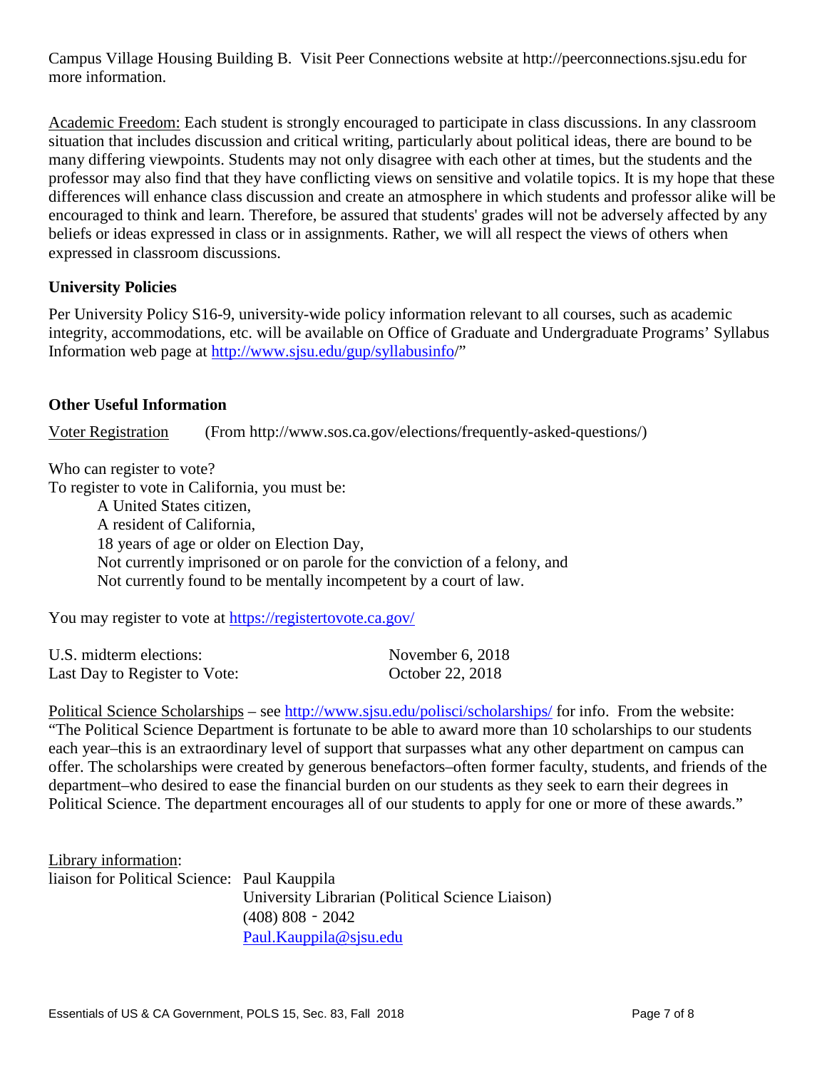Campus Village Housing Building B. Visit Peer Connections website at http://peerconnections.sjsu.edu for more information.

Academic Freedom: Each student is strongly encouraged to participate in class discussions. In any classroom situation that includes discussion and critical writing, particularly about political ideas, there are bound to be many differing viewpoints. Students may not only disagree with each other at times, but the students and the professor may also find that they have conflicting views on sensitive and volatile topics. It is my hope that these differences will enhance class discussion and create an atmosphere in which students and professor alike will be encouraged to think and learn. Therefore, be assured that students' grades will not be adversely affected by any beliefs or ideas expressed in class or in assignments. Rather, we will all respect the views of others when expressed in classroom discussions.

### University Policies

Per University Policy S16-9, university-wide policy information relevant to all courses, such as academic integrity, accommodations, etc. will be available on Office of Graduate and Undergraduate Programs' Syllabus Information web page at http://www.sjsu.edu/gup/syllabusinfo/"

### Other Useful Information

Voter Registration (From http://www.sos.ca.gov/elections/frequently-asked-questions/)

Who can register to vote?
To register to vote in California, you must be:

- A United States citizen,
- A resident of California,
- 18 years of age or older on Election Day,
- Not currently imprisoned or on parole for the conviction of a felony, and
- Not currently found to be mentally incompetent by a court of law.

You may register to vote at https://registertovote.ca.gov/

U.S. midterm elections: November 6, 2018
Last Day to Register to Vote: October 22, 2018

Political Science Scholarships – see http://www.sjsu.edu/polisci/scholarships/ for info. From the website: "The Political Science Department is fortunate to be able to award more than 10 scholarships to our students each year–this is an extraordinary level of support that surpasses what any other department on campus can offer. The scholarships were created by generous benefactors–often former faculty, students, and friends of the department–who desired to ease the financial burden on our students as they seek to earn their degrees in Political Science. The department encourages all of our students to apply for one or more of these awards."

Library information:
liaison for Political Science: Paul Kauppila
University Librarian (Political Science Liaison)
(408) 808 - 2042
Paul.Kauppila@sjsu.edu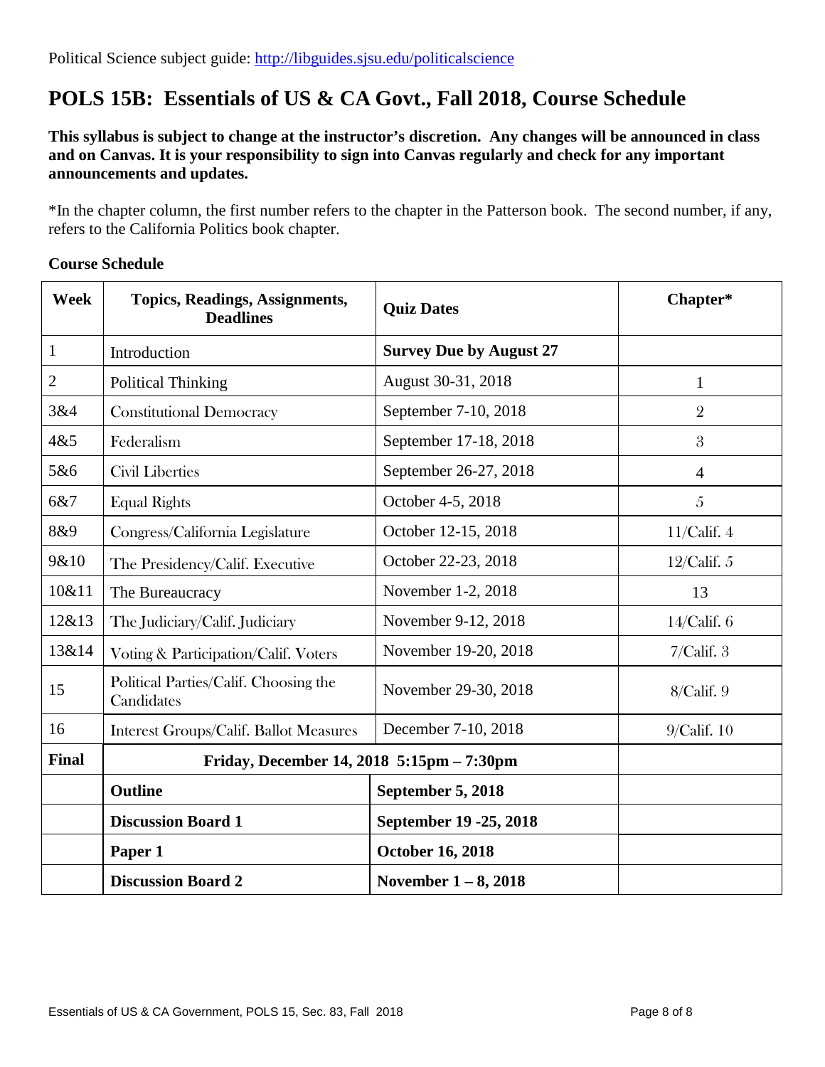Political Science subject guide: http://libguides.sjsu.edu/politicalscience

# POLS 15B: Essentials of US & CA Govt., Fall 2018, Course Schedule

**This syllabus is subject to change at the instructor's discretion. Any changes will be announced in class and on Canvas. It is your responsibility to sign into Canvas regularly and check for any important announcements and updates.**

*In the chapter column, the first number refers to the chapter in the Patterson book. The second number, if any, refers to the California Politics book chapter.

**Course Schedule**

| Week | Topics, Readings, Assignments, Deadlines | Quiz Dates | Chapter* |
|---|---|---|---|
| 1 | Introduction | **Survey Due by August 27** | |
| 2 | Political Thinking | August 30-31, 2018 | 1 |
| 3&4 | Constitutional Democracy | September 7-10, 2018 | 2 |
| 4&5 | Federalism | September 17-18, 2018 | 3 |
| 5&6 | Civil Liberties | September 26-27, 2018 | 4 |
| 6&7 | Equal Rights | October 4-5, 2018 | 5 |
| 8&9 | Congress/California Legislature | October 12-15, 2018 | 11/Calif. 4 |
| 9&10 | The Presidency/Calif. Executive | October 22-23, 2018 | 12/Calif. 5 |
| 10&11 | The Bureaucracy | November 1-2, 2018 | 13 |
| 12&13 | The Judiciary/Calif. Judiciary | November 9-12, 2018 | 14/Calif. 6 |
| 13&14 | Voting & Participation/Calif. Voters | November 19-20, 2018 | 7/Calif. 3 |
| 15 | Political Parties/Calif. Choosing the Candidates | November 29-30, 2018 | 8/Calif. 9 |
| 16 | Interest Groups/Calif. Ballot Measures | December 7-10, 2018 | 9/Calif. 10 |
| **Final** | **Friday, December 14, 2018 5:15pm – 7:30pm** | | |
| | **Outline** | **September 5, 2018** | |
| | **Discussion Board 1** | **September 19 -25, 2018** | |
| | **Paper 1** | **October 16, 2018** | |
| | **Discussion Board 2** | **November 1 – 8, 2018** | |